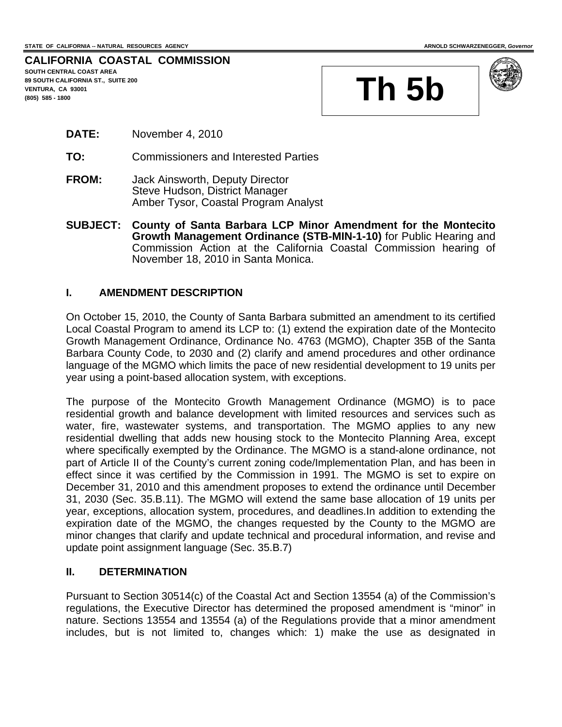STATE OF CALIFORNIA -- NATURAL RESOURCES AGENCY

ARNOLD SCHWARZENEGGER, *Governor*

**CALIFORNIA COASTAL COMMISSION**
**SOUTH CENTRAL COAST AREA**
**89 SOUTH CALIFORNIA ST., SUITE 200**
**VENTURA, CA 93001**
**(805) 585 - 1800**

# Th 5b

**DATE:** November 4, 2010

**TO:** Commissioners and Interested Parties

**FROM:** Jack Ainsworth, Deputy Director
Steve Hudson, District Manager
Amber Tysor, Coastal Program Analyst

**SUBJECT: County of Santa Barbara LCP Minor Amendment for the Montecito Growth Management Ordinance (STB-MIN-1-10)** for Public Hearing and Commission Action at the California Coastal Commission hearing of November 18, 2010 in Santa Monica.

## I. AMENDMENT DESCRIPTION

On October 15, 2010, the County of Santa Barbara submitted an amendment to its certified Local Coastal Program to amend its LCP to: (1) extend the expiration date of the Montecito Growth Management Ordinance, Ordinance No. 4763 (MGMO), Chapter 35B of the Santa Barbara County Code, to 2030 and (2) clarify and amend procedures and other ordinance language of the MGMO which limits the pace of new residential development to 19 units per year using a point-based allocation system, with exceptions.

The purpose of the Montecito Growth Management Ordinance (MGMO) is to pace residential growth and balance development with limited resources and services such as water, fire, wastewater systems, and transportation. The MGMO applies to any new residential dwelling that adds new housing stock to the Montecito Planning Area, except where specifically exempted by the Ordinance. The MGMO is a stand-alone ordinance, not part of Article II of the County's current zoning code/Implementation Plan, and has been in effect since it was certified by the Commission in 1991. The MGMO is set to expire on December 31, 2010 and this amendment proposes to extend the ordinance until December 31, 2030 (Sec. 35.B.11). The MGMO will extend the same base allocation of 19 units per year, exceptions, allocation system, procedures, and deadlines.In addition to extending the expiration date of the MGMO, the changes requested by the County to the MGMO are minor changes that clarify and update technical and procedural information, and revise and update point assignment language (Sec. 35.B.7)

## II. DETERMINATION

Pursuant to Section 30514(c) of the Coastal Act and Section 13554 (a) of the Commission's regulations, the Executive Director has determined the proposed amendment is "minor" in nature. Sections 13554 and 13554 (a) of the Regulations provide that a minor amendment includes, but is not limited to, changes which: 1) make the use as designated in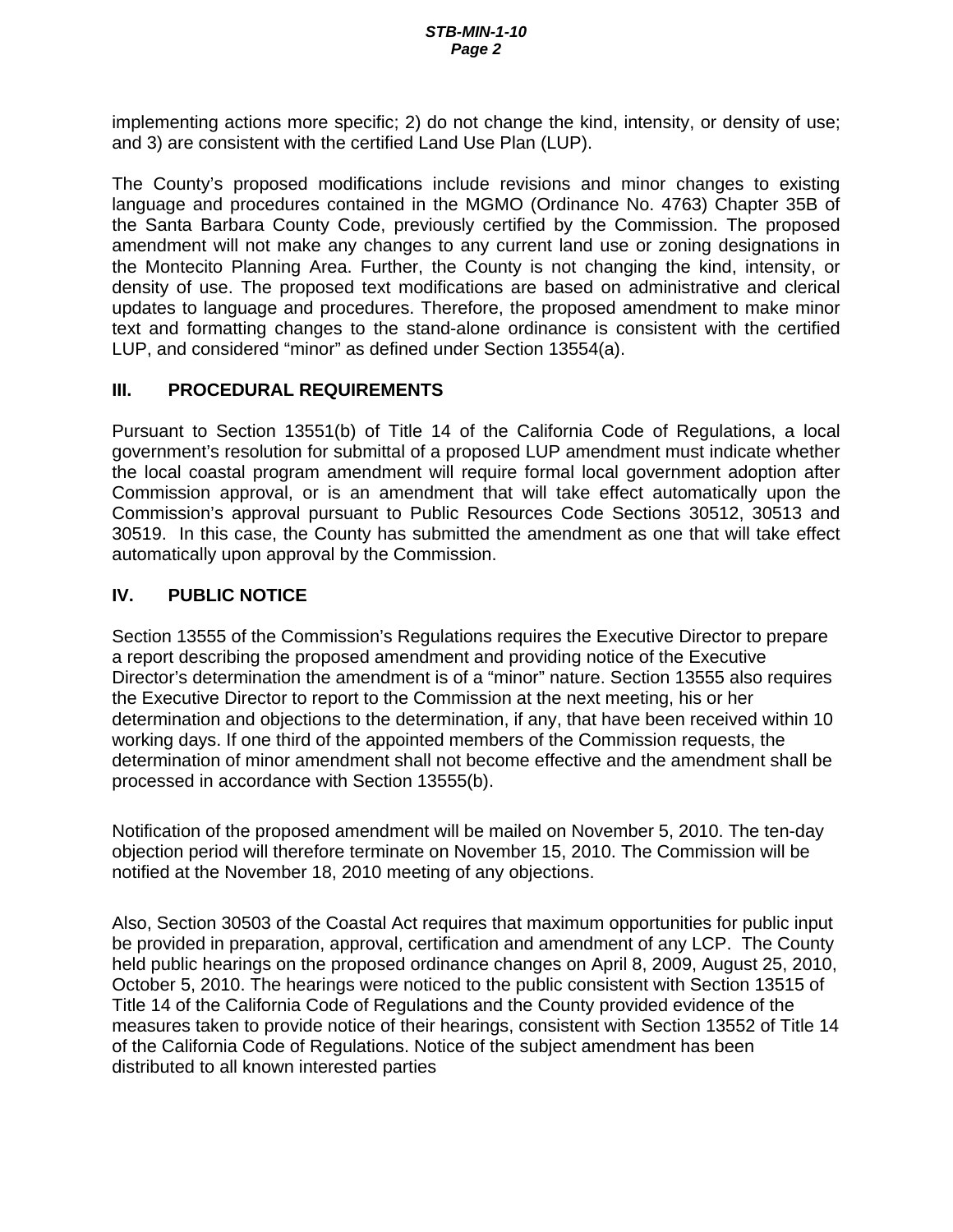implementing actions more specific; 2) do not change the kind, intensity, or density of use; and 3) are consistent with the certified Land Use Plan (LUP).

The County's proposed modifications include revisions and minor changes to existing language and procedures contained in the MGMO (Ordinance No. 4763) Chapter 35B of the Santa Barbara County Code, previously certified by the Commission. The proposed amendment will not make any changes to any current land use or zoning designations in the Montecito Planning Area. Further, the County is not changing the kind, intensity, or density of use. The proposed text modifications are based on administrative and clerical updates to language and procedures. Therefore, the proposed amendment to make minor text and formatting changes to the stand-alone ordinance is consistent with the certified LUP, and considered "minor" as defined under Section 13554(a).

## III. PROCEDURAL REQUIREMENTS

Pursuant to Section 13551(b) of Title 14 of the California Code of Regulations, a local government's resolution for submittal of a proposed LUP amendment must indicate whether the local coastal program amendment will require formal local government adoption after Commission approval, or is an amendment that will take effect automatically upon the Commission's approval pursuant to Public Resources Code Sections 30512, 30513 and 30519. In this case, the County has submitted the amendment as one that will take effect automatically upon approval by the Commission.

## IV. PUBLIC NOTICE

Section 13555 of the Commission's Regulations requires the Executive Director to prepare a report describing the proposed amendment and providing notice of the Executive Director's determination the amendment is of a "minor" nature. Section 13555 also requires the Executive Director to report to the Commission at the next meeting, his or her determination and objections to the determination, if any, that have been received within 10 working days. If one third of the appointed members of the Commission requests, the determination of minor amendment shall not become effective and the amendment shall be processed in accordance with Section 13555(b).

Notification of the proposed amendment will be mailed on November 5, 2010. The ten-day objection period will therefore terminate on November 15, 2010. The Commission will be notified at the November 18, 2010 meeting of any objections.

Also, Section 30503 of the Coastal Act requires that maximum opportunities for public input be provided in preparation, approval, certification and amendment of any LCP. The County held public hearings on the proposed ordinance changes on April 8, 2009, August 25, 2010, October 5, 2010. The hearings were noticed to the public consistent with Section 13515 of Title 14 of the California Code of Regulations and the County provided evidence of the measures taken to provide notice of their hearings, consistent with Section 13552 of Title 14 of the California Code of Regulations. Notice of the subject amendment has been distributed to all known interested parties